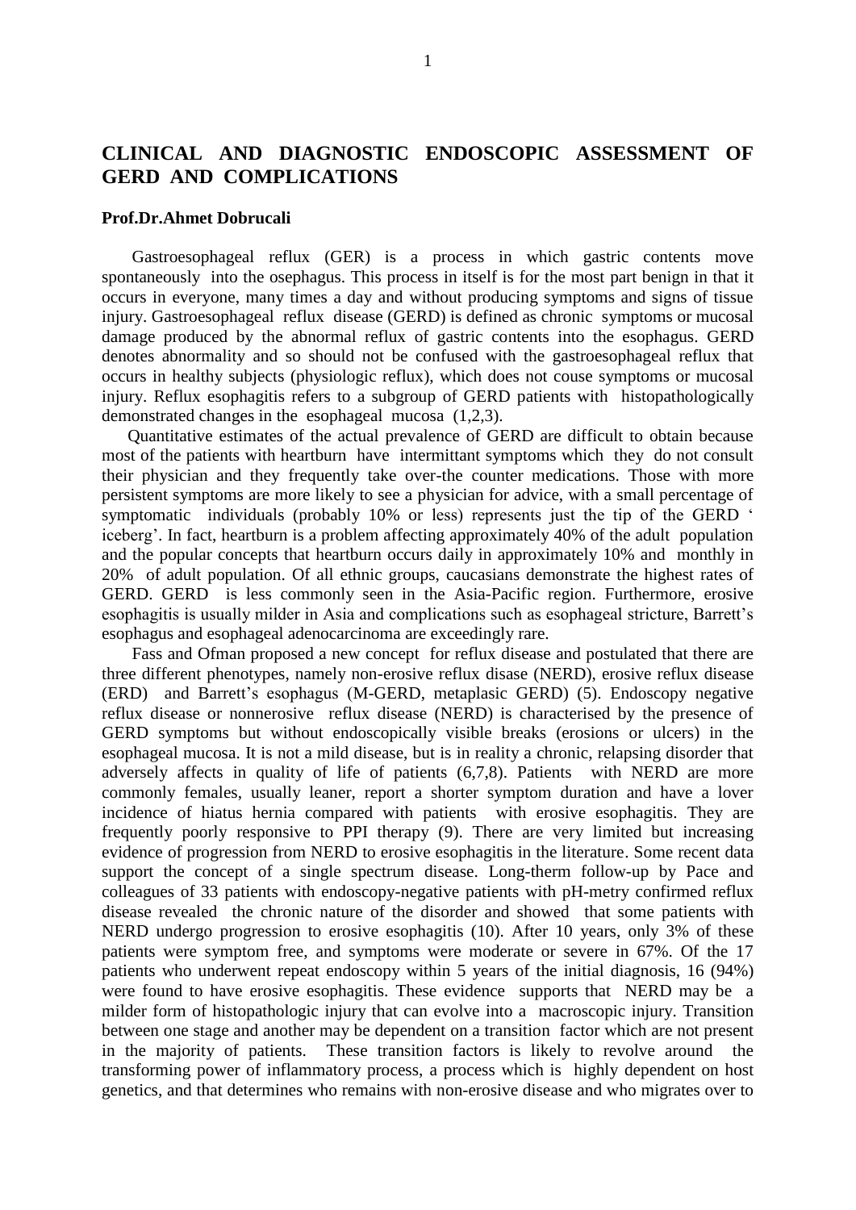# CLINICAL AND DIAGNOSTIC ENDOSCOPIC ASSESSMENT OF GERD AND COMPLICATIONS

**Prof.Dr.Ahmet Dobrucali**

Gastroesophageal reflux (GER) is a process in which gastric contents move spontaneously into the osephagus. This process in itself is for the most part benign in that it occurs in everyone, many times a day and without producing symptoms and signs of tissue injury. Gastroesophageal reflux disease (GERD) is defined as chronic symptoms or mucosal damage produced by the abnormal reflux of gastric contents into the esophagus. GERD denotes abnormality and so should not be confused with the gastroesophageal reflux that occurs in healthy subjects (physiologic reflux), which does not couse symptoms or mucosal injury. Reflux esophagitis refers to a subgroup of GERD patients with histopathologically demonstrated changes in the esophageal mucosa (1,2,3).

Quantitative estimates of the actual prevalence of GERD are difficult to obtain because most of the patients with heartburn have intermittant symptoms which they do not consult their physician and they frequently take over-the counter medications. Those with more persistent symptoms are more likely to see a physician for advice, with a small percentage of symptomatic individuals (probably 10% or less) represents just the tip of the GERD ' iceberg'. In fact, heartburn is a problem affecting approximately 40% of the adult population and the popular concepts that heartburn occurs daily in approximately 10% and monthly in 20% of adult population. Of all ethnic groups, caucasians demonstrate the highest rates of GERD. GERD is less commonly seen in the Asia-Pacific region. Furthermore, erosive esophagitis is usually milder in Asia and complications such as esophageal stricture, Barrett's esophagus and esophageal adenocarcinoma are exceedingly rare.

Fass and Ofman proposed a new concept for reflux disease and postulated that there are three different phenotypes, namely non-erosive reflux disase (NERD), erosive reflux disease (ERD) and Barrett's esophagus (M-GERD, metaplasic GERD) (5). Endoscopy negative reflux disease or nonnerosive reflux disease (NERD) is characterised by the presence of GERD symptoms but without endoscopically visible breaks (erosions or ulcers) in the esophageal mucosa. It is not a mild disease, but is in reality a chronic, relapsing disorder that adversely affects in quality of life of patients (6,7,8). Patients with NERD are more commonly females, usually leaner, report a shorter symptom duration and have a lover incidence of hiatus hernia compared with patients with erosive esophagitis. They are frequently poorly responsive to PPI therapy (9). There are very limited but increasing evidence of progression from NERD to erosive esophagitis in the literature. Some recent data support the concept of a single spectrum disease. Long-therm follow-up by Pace and colleagues of 33 patients with endoscopy-negative patients with pH-metry confirmed reflux disease revealed the chronic nature of the disorder and showed that some patients with NERD undergo progression to erosive esophagitis (10). After 10 years, only 3% of these patients were symptom free, and symptoms were moderate or severe in 67%. Of the 17 patients who underwent repeat endoscopy within 5 years of the initial diagnosis, 16 (94%) were found to have erosive esophagitis. These evidence supports that NERD may be a milder form of histopathologic injury that can evolve into a macroscopic injury. Transition between one stage and another may be dependent on a transition factor which are not present in the majority of patients. These transition factors is likely to revolve around the transforming power of inflammatory process, a process which is highly dependent on host genetics, and that determines who remains with non-erosive disease and who migrates over to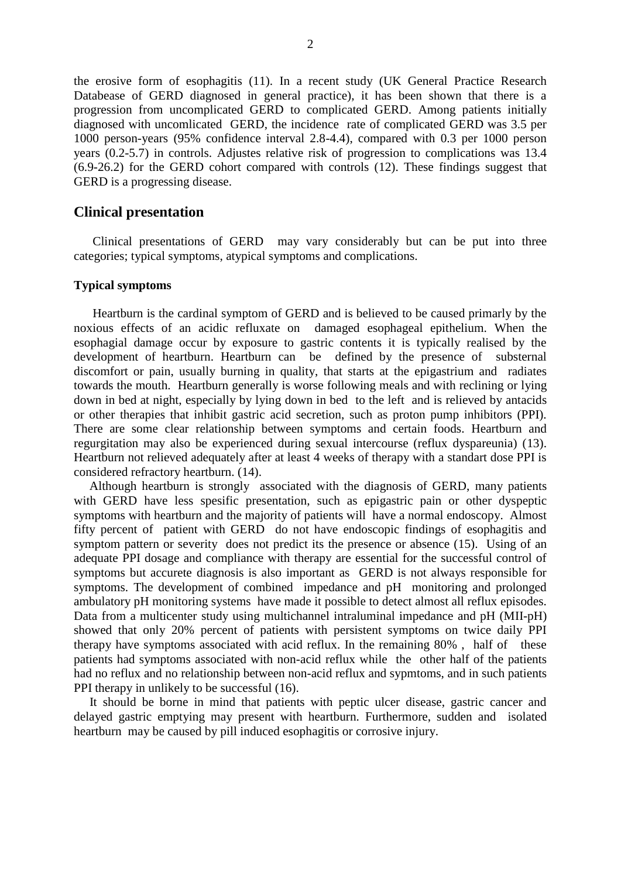the erosive form of esophagitis (11). In a recent study (UK General Practice Research Databease of GERD diagnosed in general practice), it has been shown that there is a progression from uncomplicated GERD to complicated GERD. Among patients initially diagnosed with uncomlicated GERD, the incidence rate of complicated GERD was 3.5 per 1000 person-years (95% confidence interval 2.8-4.4), compared with 0.3 per 1000 person years (0.2-5.7) in controls. Adjustes relative risk of progression to complications was 13.4 (6.9-26.2) for the GERD cohort compared with controls (12). These findings suggest that GERD is a progressing disease.

## Clinical presentation

Clinical presentations of GERD may vary considerably but can be put into three categories; typical symptoms, atypical symptoms and complications.

### Typical symptoms

Heartburn is the cardinal symptom of GERD and is believed to be caused primarily by the noxious effects of an acidic refluxate on damaged esophageal epithelium. When the esophagial damage occur by exposure to gastric contents it is typically realised by the development of heartburn. Heartburn can be defined by the presence of substernal discomfort or pain, usually burning in quality, that starts at the epigastrium and radiates towards the mouth. Heartburn generally is worse following meals and with reclining or lying down in bed at night, especially by lying down in bed to the left and is relieved by antacids or other therapies that inhibit gastric acid secretion, such as proton pump inhibitors (PPI). There are some clear relationship between symptoms and certain foods. Heartburn and regurgitation may also be experienced during sexual intercourse (reflux dyspareunia) (13). Heartburn not relieved adequately after at least 4 weeks of therapy with a standart dose PPI is considered refractory heartburn. (14).

Although heartburn is strongly associated with the diagnosis of GERD, many patients with GERD have less spesific presentation, such as epigastric pain or other dyspeptic symptoms with heartburn and the majority of patients will have a normal endoscopy. Almost fifty percent of patient with GERD do not have endoscopic findings of esophagitis and symptom pattern or severity does not predict its the presence or absence (15). Using of an adequate PPI dosage and compliance with therapy are essential for the successful control of symptoms but accurete diagnosis is also important as GERD is not always responsible for symptoms. The development of combined impedance and pH monitoring and prolonged ambulatory pH monitoring systems have made it possible to detect almost all reflux episodes. Data from a multicenter study using multichannel intraluminal impedance and pH (MII-pH) showed that only 20% percent of patients with persistent symptoms on twice daily PPI therapy have symptoms associated with acid reflux. In the remaining 80% , half of these patients had symptoms associated with non-acid reflux while the other half of the patients had no reflux and no relationship between non-acid reflux and sypmtoms, and in such patients PPI therapy in unlikely to be successful (16).

It should be borne in mind that patients with peptic ulcer disease, gastric cancer and delayed gastric emptying may present with heartburn. Furthermore, sudden and isolated heartburn may be caused by pill induced esophagitis or corrosive injury.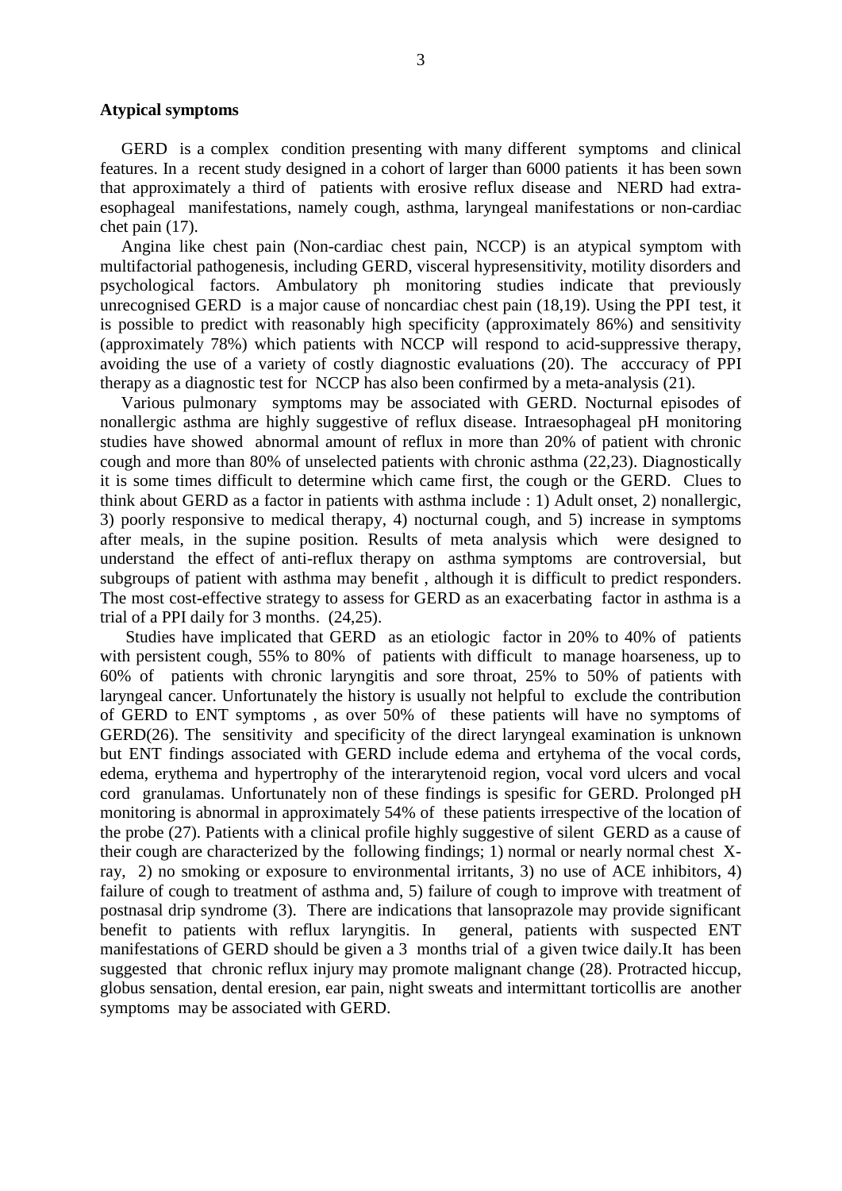**Atypical symptoms**

GERD is a complex condition presenting with many different symptoms and clinical features. In a recent study designed in a cohort of larger than 6000 patients it has been sown that approximately a third of patients with erosive reflux disease and NERD had extra-esophageal manifestations, namely cough, asthma, laryngeal manifestations or non-cardiac chet pain (17).

Angina like chest pain (Non-cardiac chest pain, NCCP) is an atypical symptom with multifactorial pathogenesis, including GERD, visceral hypresensitivity, motility disorders and psychological factors. Ambulatory ph monitoring studies indicate that previously unrecognised GERD is a major cause of noncardiac chest pain (18,19). Using the PPI test, it is possible to predict with reasonably high specificity (approximately 86%) and sensitivity (approximately 78%) which patients with NCCP will respond to acid-suppressive therapy, avoiding the use of a variety of costly diagnostic evaluations (20). The acccuracy of PPI therapy as a diagnostic test for NCCP has also been confirmed by a meta-analysis (21).

Various pulmonary symptoms may be associated with GERD. Nocturnal episodes of nonallergic asthma are highly suggestive of reflux disease. Intraesophageal pH monitoring studies have showed abnormal amount of reflux in more than 20% of patient with chronic cough and more than 80% of unselected patients with chronic asthma (22,23). Diagnostically it is some times difficult to determine which came first, the cough or the GERD. Clues to think about GERD as a factor in patients with asthma include : 1) Adult onset, 2) nonallergic, 3) poorly responsive to medical therapy, 4) nocturnal cough, and 5) increase in symptoms after meals, in the supine position. Results of meta analysis which were designed to understand the effect of anti-reflux therapy on asthma symptoms are controversial, but subgroups of patient with asthma may benefit , although it is difficult to predict responders. The most cost-effective strategy to assess for GERD as an exacerbating factor in asthma is a trial of a PPI daily for 3 months. (24,25).

Studies have implicated that GERD as an etiologic factor in 20% to 40% of patients with persistent cough, 55% to 80% of patients with difficult to manage hoarseness, up to 60% of patients with chronic laryngitis and sore throat, 25% to 50% of patients with laryngeal cancer. Unfortunately the history is usually not helpful to exclude the contribution of GERD to ENT symptoms , as over 50% of these patients will have no symptoms of GERD(26). The sensitivity and specificity of the direct laryngeal examination is unknown but ENT findings associated with GERD include edema and ertyhema of the vocal cords, edema, erythema and hypertrophy of the interarytenoid region, vocal vord ulcers and vocal cord granulamas. Unfortunately non of these findings is spesific for GERD. Prolonged pH monitoring is abnormal in approximately 54% of these patients irrespective of the location of the probe (27). Patients with a clinical profile highly suggestive of silent GERD as a cause of their cough are characterized by the following findings; 1) normal or nearly normal chest X-ray, 2) no smoking or exposure to environmental irritants, 3) no use of ACE inhibitors, 4) failure of cough to treatment of asthma and, 5) failure of cough to improve with treatment of postnasal drip syndrome (3). There are indications that lansoprazole may provide significant benefit to patients with reflux laryngitis. In general, patients with suspected ENT manifestations of GERD should be given a 3 months trial of a given twice daily.It has been suggested that chronic reflux injury may promote malignant change (28). Protracted hiccup, globus sensation, dental eresion, ear pain, night sweats and intermittant torticollis are another symptoms may be associated with GERD.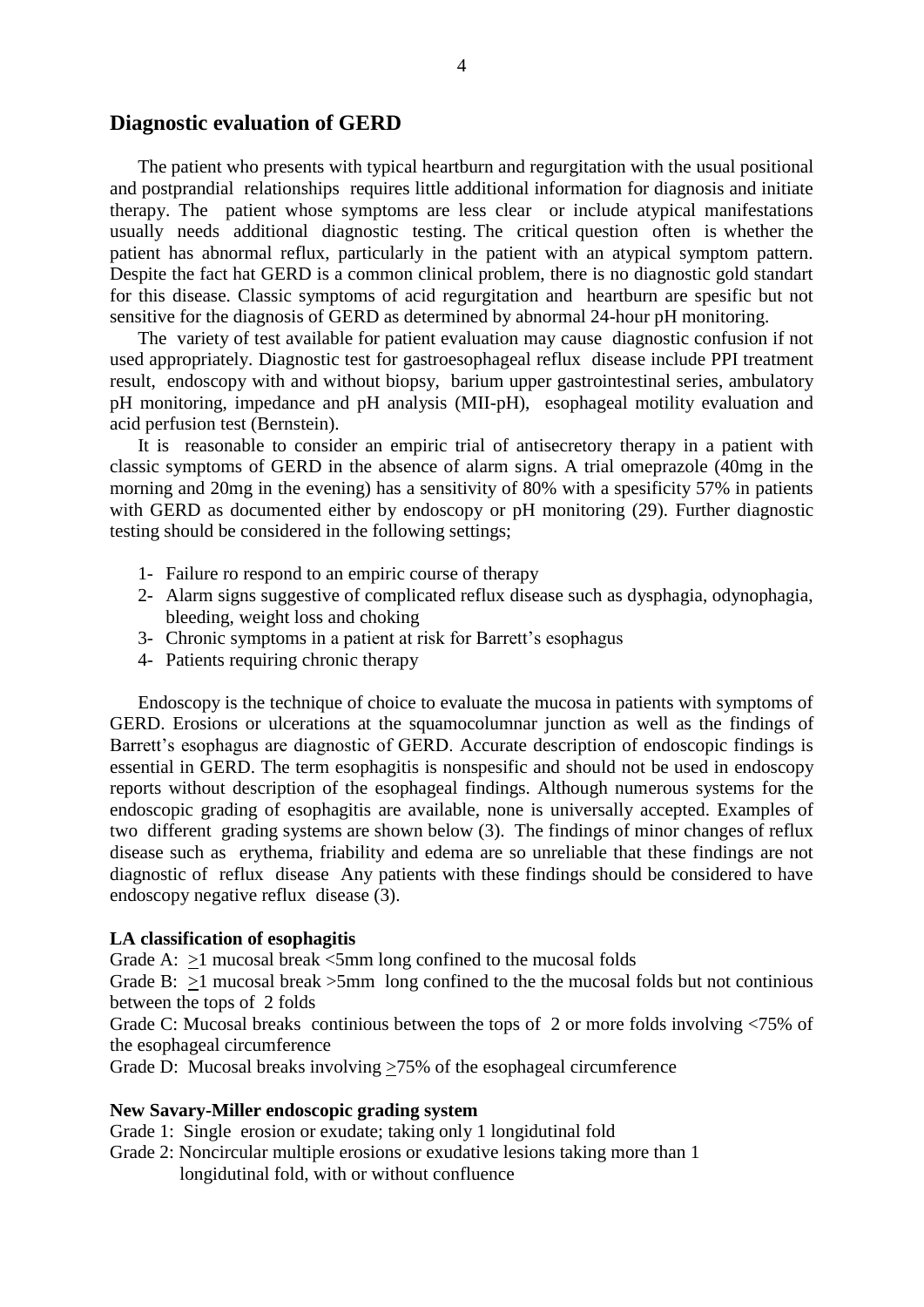## Diagnostic evaluation of GERD

The patient who presents with typical heartburn and regurgitation with the usual positional and postprandial relationships requires little additional information for diagnosis and initiate therapy. The patient whose symptoms are less clear or include atypical manifestations usually needs additional diagnostic testing. The critical question often is whether the patient has abnormal reflux, particularly in the patient with an atypical symptom pattern. Despite the fact hat GERD is a common clinical problem, there is no diagnostic gold standart for this disease. Classic symptoms of acid regurgitation and heartburn are spesific but not sensitive for the diagnosis of GERD as determined by abnormal 24-hour pH monitoring.

The variety of test available for patient evaluation may cause diagnostic confusion if not used appropriately. Diagnostic test for gastroesophageal reflux disease include PPI treatment result, endoscopy with and without biopsy, barium upper gastrointestinal series, ambulatory pH monitoring, impedance and pH analysis (MII-pH), esophageal motility evaluation and acid perfusion test (Bernstein).

It is reasonable to consider an empiric trial of antisecretory therapy in a patient with classic symptoms of GERD in the absence of alarm signs. A trial omeprazole (40mg in the morning and 20mg in the evening) has a sensitivity of 80% with a spesificity 57% in patients with GERD as documented either by endoscopy or pH monitoring (29). Further diagnostic testing should be considered in the following settings;

1- Failure ro respond to an empiric course of therapy
2- Alarm signs suggestive of complicated reflux disease such as dysphagia, odynophagia, bleeding, weight loss and choking
3- Chronic symptoms in a patient at risk for Barrett's esophagus
4- Patients requiring chronic therapy

Endoscopy is the technique of choice to evaluate the mucosa in patients with symptoms of GERD. Erosions or ulcerations at the squamocolumnar junction as well as the findings of Barrett's esophagus are diagnostic of GERD. Accurate description of endoscopic findings is essential in GERD. The term esophagitis is nonspesific and should not be used in endoscopy reports without description of the esophageal findings. Although numerous systems for the endoscopic grading of esophagitis are available, none is universally accepted. Examples of two different grading systems are shown below (3). The findings of minor changes of reflux disease such as erythema, friability and edema are so unreliable that these findings are not diagnostic of reflux disease Any patients with these findings should be considered to have endoscopy negative reflux disease (3).

**LA classification of esophagitis**

Grade A: $\geq$1 mucosal break <5mm long confined to the mucosal folds
Grade B: $\geq$1 mucosal break >5mm long confined to the the mucosal folds but not continious between the tops of 2 folds
Grade C: Mucosal breaks continious between the tops of 2 or more folds involving <75% of the esophageal circumference
Grade D: Mucosal breaks involving $\geq$75% of the esophageal circumference

**New Savary-Miller endoscopic grading system**

Grade 1: Single erosion or exudate; taking only 1 longidutinal fold
Grade 2: Noncircular multiple erosions or exudative lesions taking more than 1 longidutinal fold, with or without confluence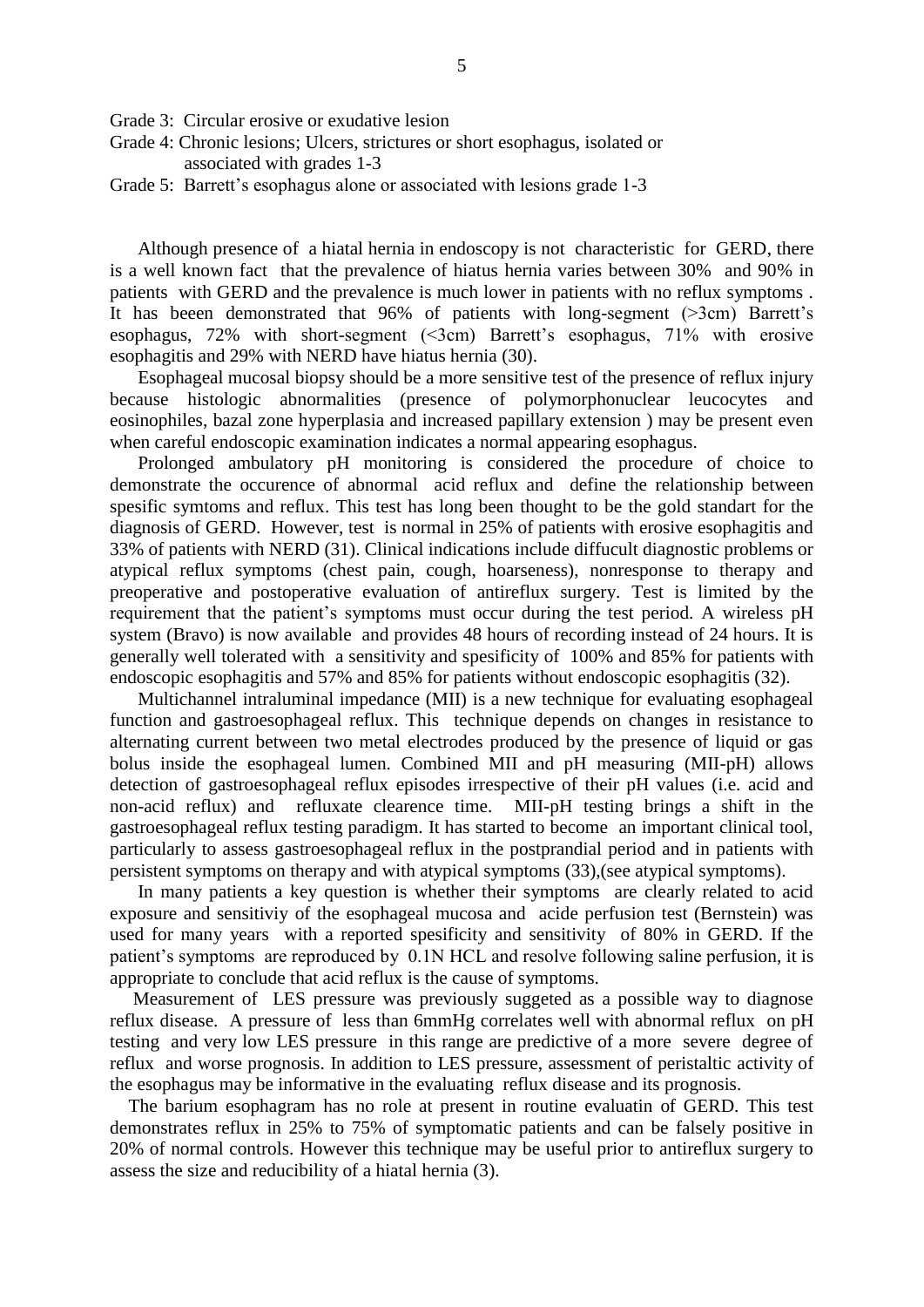Grade 3: Circular erosive or exudative lesion

Grade 4: Chronic lesions; Ulcers, strictures or short esophagus, isolated or associated with grades 1-3

Grade 5: Barrett's esophagus alone or associated with lesions grade 1-3

Although presence of a hiatal hernia in endoscopy is not characteristic for GERD, there is a well known fact that the prevalence of hiatus hernia varies between 30% and 90% in patients with GERD and the prevalence is much lower in patients with no reflux symptoms . It has beeen demonstrated that 96% of patients with long-segment (>3cm) Barrett's esophagus, 72% with short-segment (<3cm) Barrett's esophagus, 71% with erosive esophagitis and 29% with NERD have hiatus hernia (30).

Esophageal mucosal biopsy should be a more sensitive test of the presence of reflux injury because histologic abnormalities (presence of polymorphonuclear leucocytes and eosinophiles, bazal zone hyperplasia and increased papillary extension ) may be present even when careful endoscopic examination indicates a normal appearing esophagus.

Prolonged ambulatory pH monitoring is considered the procedure of choice to demonstrate the occurence of abnormal acid reflux and define the relationship between spesific symtoms and reflux. This test has long been thought to be the gold standart for the diagnosis of GERD. However, test is normal in 25% of patients with erosive esophagitis and 33% of patients with NERD (31). Clinical indications include diffucult diagnostic problems or atypical reflux symptoms (chest pain, cough, hoarseness), nonresponse to therapy and preoperative and postoperative evaluation of antireflux surgery. Test is limited by the requirement that the patient's symptoms must occur during the test period. A wireless pH system (Bravo) is now available and provides 48 hours of recording instead of 24 hours. It is generally well tolerated with a sensitivity and spesificity of 100% and 85% for patients with endoscopic esophagitis and 57% and 85% for patients without endoscopic esophagitis (32).

Multichannel intraluminal impedance (MII) is a new technique for evaluating esophageal function and gastroesophageal reflux. This technique depends on changes in resistance to alternating current between two metal electrodes produced by the presence of liquid or gas bolus inside the esophageal lumen. Combined MII and pH measuring (MII-pH) allows detection of gastroesophageal reflux episodes irrespective of their pH values (i.e. acid and non-acid reflux) and refluxate clearence time. MII-pH testing brings a shift in the gastroesophageal reflux testing paradigm. It has started to become an important clinical tool, particularly to assess gastroesophageal reflux in the postprandial period and in patients with persistent symptoms on therapy and with atypical symptoms (33),(see atypical symptoms).

In many patients a key question is whether their symptoms are clearly related to acid exposure and sensitiviy of the esophageal mucosa and acide perfusion test (Bernstein) was used for many years with a reported spesificity and sensitivity of 80% in GERD. If the patient's symptoms are reproduced by 0.1N HCL and resolve following saline perfusion, it is appropriate to conclude that acid reflux is the cause of symptoms.

Measurement of LES pressure was previously suggeted as a possible way to diagnose reflux disease. A pressure of less than 6mmHg correlates well with abnormal reflux on pH testing and very low LES pressure in this range are predictive of a more severe degree of reflux and worse prognosis. In addition to LES pressure, assessment of peristaltic activity of the esophagus may be informative in the evaluating reflux disease and its prognosis.

The barium esophagram has no role at present in routine evaluatin of GERD. This test demonstrates reflux in 25% to 75% of symptomatic patients and can be falsely positive in 20% of normal controls. However this technique may be useful prior to antireflux surgery to assess the size and reducibility of a hiatal hernia (3).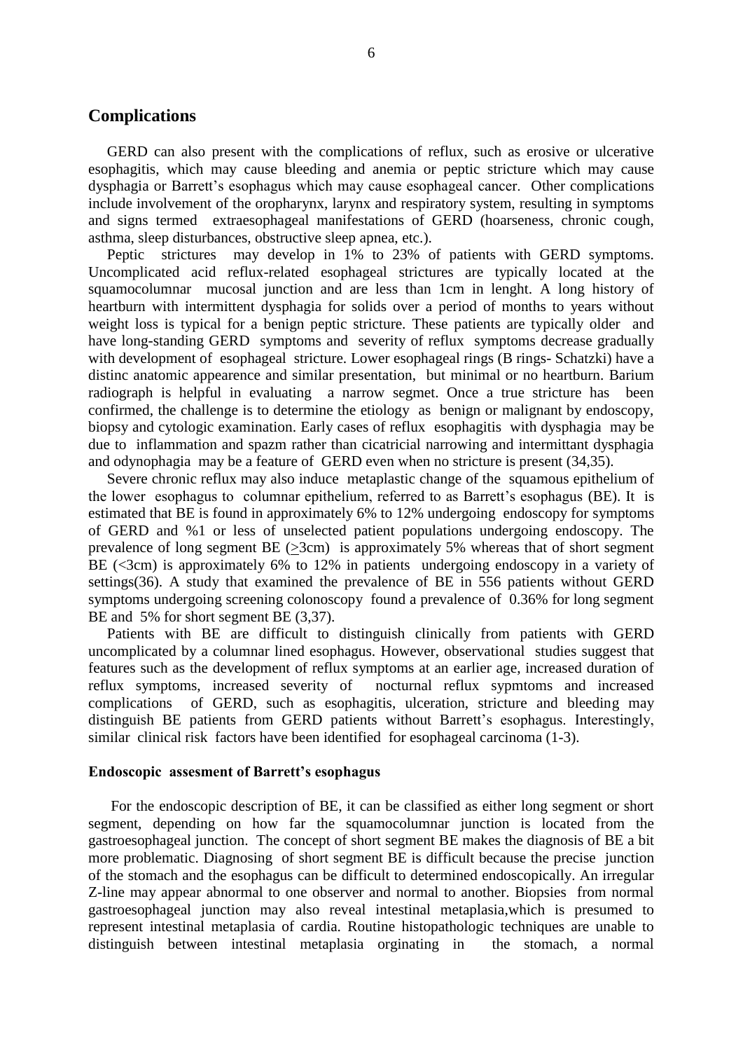## Complications

GERD can also present with the complications of reflux, such as erosive or ulcerative esophagitis, which may cause bleeding and anemia or peptic stricture which may cause dysphagia or Barrett's esophagus which may cause esophageal cancer. Other complications include involvement of the oropharynx, larynx and respiratory system, resulting in symptoms and signs termed extraesophageal manifestations of GERD (hoarseness, chronic cough, asthma, sleep disturbances, obstructive sleep apnea, etc.).

Peptic strictures may develop in 1% to 23% of patients with GERD symptoms. Uncomplicated acid reflux-related esophageal strictures are typically located at the squamocolumnar mucosal junction and are less than 1cm in lenght. A long history of heartburn with intermittent dysphagia for solids over a period of months to years without weight loss is typical for a benign peptic stricture. These patients are typically older and have long-standing GERD symptoms and severity of reflux symptoms decrease gradually with development of esophageal stricture. Lower esophageal rings (B rings- Schatzki) have a distinc anatomic appearence and similar presentation, but minimal or no heartburn. Barium radiograph is helpful in evaluating a narrow segmet. Once a true stricture has been confirmed, the challenge is to determine the etiology as benign or malignant by endoscopy, biopsy and cytologic examination. Early cases of reflux esophagitis with dysphagia may be due to inflammation and spazm rather than cicatricial narrowing and intermittant dysphagia and odynophagia may be a feature of GERD even when no stricture is present (34,35).

Severe chronic reflux may also induce metaplastic change of the squamous epithelium of the lower esophagus to columnar epithelium, referred to as Barrett's esophagus (BE). It is estimated that BE is found in approximately 6% to 12% undergoing endoscopy for symptoms of GERD and %1 or less of unselected patient populations undergoing endoscopy. The prevalence of long segment BE ($\geq$3cm) is approximately 5% whereas that of short segment BE (<3cm) is approximately 6% to 12% in patients undergoing endoscopy in a variety of settings(36). A study that examined the prevalence of BE in 556 patients without GERD symptoms undergoing screening colonoscopy found a prevalence of 0.36% for long segment BE and 5% for short segment BE (3,37).

Patients with BE are difficult to distinguish clinically from patients with GERD uncomplicated by a columnar lined esophagus. However, observational studies suggest that features such as the development of reflux symptoms at an earlier age, increased duration of reflux symptoms, increased severity of nocturnal reflux sypmtoms and increased complications of GERD, such as esophagitis, ulceration, stricture and bleeding may distinguish BE patients from GERD patients without Barrett's esophagus. Interestingly, similar clinical risk factors have been identified for esophageal carcinoma (1-3).

### Endoscopic assesment of Barrett's esophagus

For the endoscopic description of BE, it can be classified as either long segment or short segment, depending on how far the squamocolumnar junction is located from the gastroesophageal junction. The concept of short segment BE makes the diagnosis of BE a bit more problematic. Diagnosing of short segment BE is difficult because the precise junction of the stomach and the esophagus can be difficult to determined endoscopically. An irregular Z-line may appear abnormal to one observer and normal to another. Biopsies from normal gastroesophageal junction may also reveal intestinal metaplasia,which is presumed to represent intestinal metaplasia of cardia. Routine histopathologic techniques are unable to distinguish between intestinal metaplasia orginating in the stomach, a normal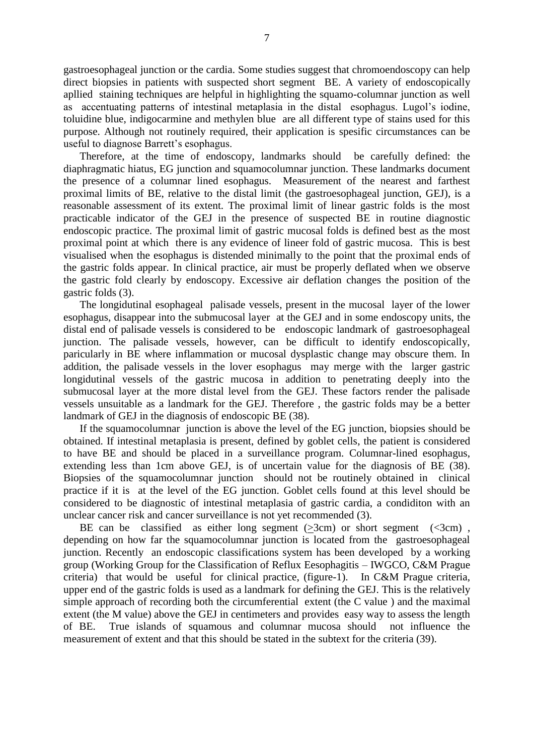gastroesophageal junction or the cardia. Some studies suggest that chromoendoscopy can help direct biopsies in patients with suspected short segment BE. A variety of endoscopically apllied staining techniques are helpful in highlighting the squamo-columnar junction as well as accentuating patterns of intestinal metaplasia in the distal esophagus. Lugol's iodine, toluidine blue, indigocarmine and methylen blue are all different type of stains used for this purpose. Although not routinely required, their application is spesific circumstances can be useful to diagnose Barrett's esophagus.

Therefore, at the time of endoscopy, landmarks should be carefully defined: the diaphragmatic hiatus, EG junction and squamocolumnar junction. These landmarks document the presence of a columnar lined esophagus. Measurement of the nearest and farthest proximal limits of BE, relative to the distal limit (the gastroesophageal junction, GEJ), is a reasonable assessment of its extent. The proximal limit of linear gastric folds is the most practicable indicator of the GEJ in the presence of suspected BE in routine diagnostic endoscopic practice. The proximal limit of gastric mucosal folds is defined best as the most proximal point at which there is any evidence of lineer fold of gastric mucosa. This is best visualised when the esophagus is distended minimally to the point that the proximal ends of the gastric folds appear. In clinical practice, air must be properly deflated when we observe the gastric fold clearly by endoscopy. Excessive air deflation changes the position of the gastric folds (3).

The longidutinal esophageal palisade vessels, present in the mucosal layer of the lower esophagus, disappear into the submucosal layer at the GEJ and in some endoscopy units, the distal end of palisade vessels is considered to be endoscopic landmark of gastroesophageal junction. The palisade vessels, however, can be difficult to identify endoscopically, paricularly in BE where inflammation or mucosal dysplastic change may obscure them. In addition, the palisade vessels in the lover esophagus may merge with the larger gastric longidutinal vessels of the gastric mucosa in addition to penetrating deeply into the submucosal layer at the more distal level from the GEJ. These factors render the palisade vessels unsuitable as a landmark for the GEJ. Therefore , the gastric folds may be a better landmark of GEJ in the diagnosis of endoscopic BE (38).

If the squamocolumnar junction is above the level of the EG junction, biopsies should be obtained. If intestinal metaplasia is present, defined by goblet cells, the patient is considered to have BE and should be placed in a surveillance program. Columnar-lined esophagus, extending less than 1cm above GEJ, is of uncertain value for the diagnosis of BE (38). Biopsies of the squamocolumnar junction should not be routinely obtained in clinical practice if it is at the level of the EG junction. Goblet cells found at this level should be considered to be diagnostic of intestinal metaplasia of gastric cardia, a condiditon with an unclear cancer risk and cancer surveillance is not yet recommended (3).

BE can be classified as either long segment (≥3cm) or short segment (<3cm) , depending on how far the squamocolumnar junction is located from the gastroesophageal junction. Recently an endoscopic classifications system has been developed by a working group (Working Group for the Classification of Reflux Eesophagitis – IWGCO, C&M Prague criteria) that would be useful for clinical practice, (figure-1). In C&M Prague criteria, upper end of the gastric folds is used as a landmark for defining the GEJ. This is the relatively simple approach of recording both the circumferential extent (the C value ) and the maximal extent (the M value) above the GEJ in centimeters and provides easy way to assess the length of BE. True islands of squamous and columnar mucosa should not influence the measurement of extent and that this should be stated in the subtext for the criteria (39).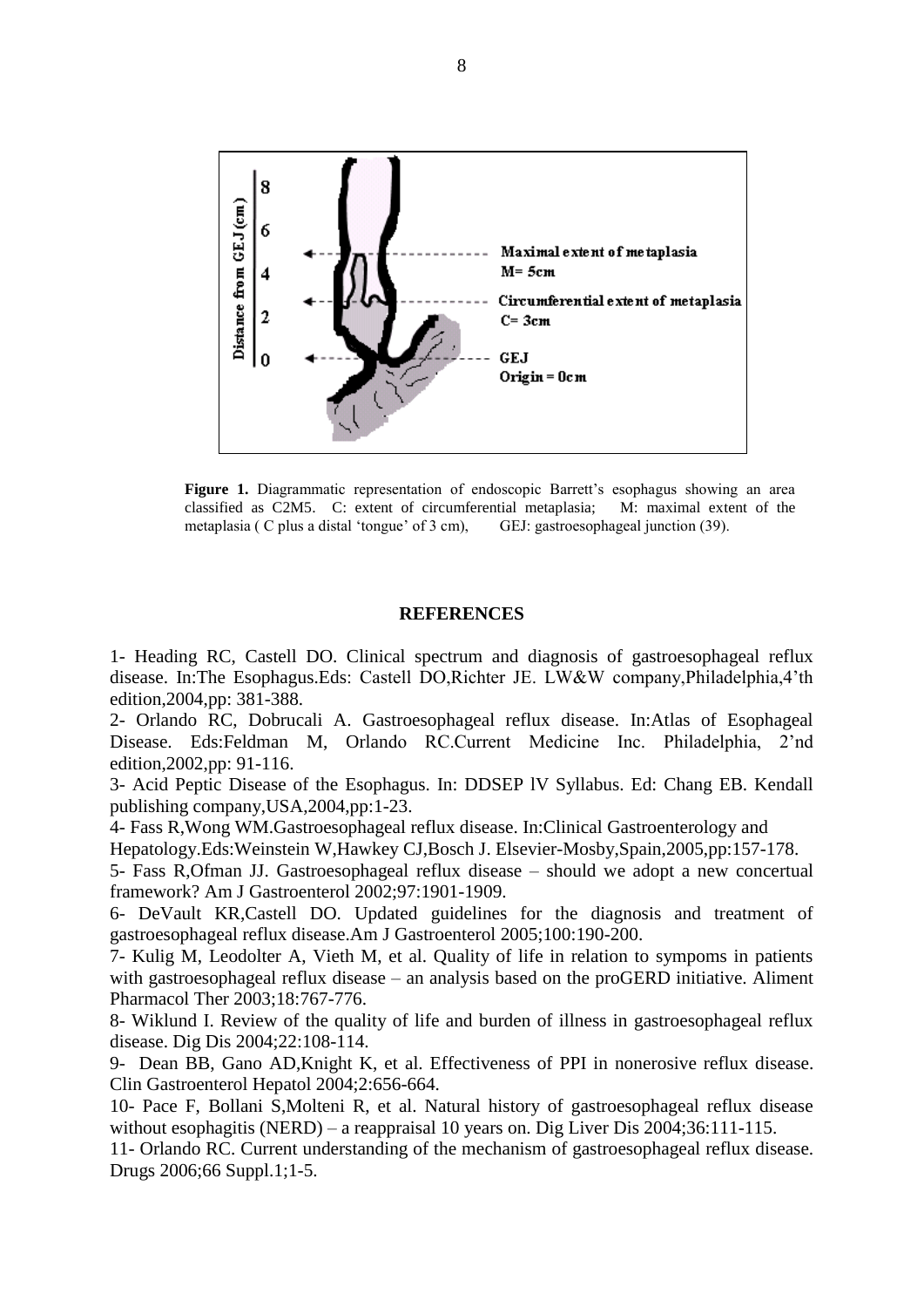**Figure 1.** Diagrammatic representation of endoscopic Barrett's esophagus showing an area classified as C2M5. C: extent of circumferential metaplasia; M: maximal extent of the metaplasia ( C plus a distal 'tongue' of 3 cm), GEJ: gastroesophageal junction (39).

## REFERENCES

1- Heading RC, Castell DO. Clinical spectrum and diagnosis of gastroesophageal reflux disease. In:The Esophagus.Eds: Castell DO,Richter JE. LW&W company,Philadelphia,4'th edition,2004,pp: 381-388.

2- Orlando RC, Dobrucali A. Gastroesophageal reflux disease. In:Atlas of Esophageal Disease. Eds:Feldman M, Orlando RC.Current Medicine Inc. Philadelphia, 2'nd edition,2002,pp: 91-116.

3- Acid Peptic Disease of the Esophagus. In: DDSEP lV Syllabus. Ed: Chang EB. Kendall publishing company,USA,2004,pp:1-23.

4- Fass R,Wong WM.Gastroesophageal reflux disease. In:Clinical Gastroenterology and Hepatology.Eds:Weinstein W,Hawkey CJ,Bosch J. Elsevier-Mosby,Spain,2005,pp:157-178.

5- Fass R,Ofman JJ. Gastroesophageal reflux disease – should we adopt a new concertual framework? Am J Gastroenterol 2002;97:1901-1909.

6- DeVault KR,Castell DO. Updated guidelines for the diagnosis and treatment of gastroesophageal reflux disease.Am J Gastroenterol 2005;100:190-200.

7- Kulig M, Leodolter A, Vieth M, et al. Quality of life in relation to sympoms in patients with gastroesophageal reflux disease – an analysis based on the proGERD initiative. Aliment Pharmacol Ther 2003;18:767-776.

8- Wiklund I. Review of the quality of life and burden of illness in gastroesophageal reflux disease. Dig Dis 2004;22:108-114.

9- Dean BB, Gano AD,Knight K, et al. Effectiveness of PPI in nonerosive reflux disease. Clin Gastroenterol Hepatol 2004;2:656-664.

10- Pace F, Bollani S,Molteni R, et al. Natural history of gastroesophageal reflux disease without esophagitis (NERD) – a reappraisal 10 years on. Dig Liver Dis 2004;36:111-115.

11- Orlando RC. Current understanding of the mechanism of gastroesophageal reflux disease. Drugs 2006;66 Suppl.1;1-5.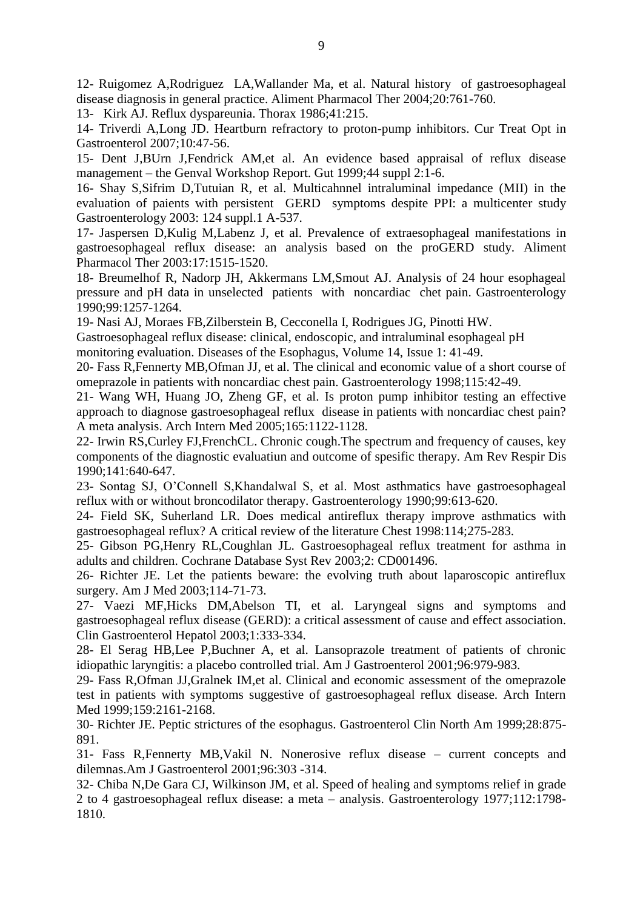12- Ruigomez A,Rodriguez LA,Wallander Ma, et al. Natural history of gastroesophageal disease diagnosis in general practice. Aliment Pharmacol Ther 2004;20:761-760.

13- Kirk AJ. Reflux dyspareunia. Thorax 1986;41:215.

14- Triverdi A,Long JD. Heartburn refractory to proton-pump inhibitors. Cur Treat Opt in Gastroenterol 2007;10:47-56.

15- Dent J,BUrn J,Fendrick AM,et al. An evidence based appraisal of reflux disease management – the Genval Workshop Report. Gut 1999;44 suppl 2:1-6.

16- Shay S,Sifrim D,Tutuian R, et al. Multicahnnel intraluminal impedance (MII) in the evaluation of paients with persistent GERD symptoms despite PPI: a multicenter study Gastroenterology 2003: 124 suppl.1 A-537.

17- Jaspersen D,Kulig M,Labenz J, et al. Prevalence of extraesophageal manifestations in gastroesophageal reflux disease: an analysis based on the proGERD study. Aliment Pharmacol Ther 2003:17:1515-1520.

18- Breumelhof R, Nadorp JH, Akkermans LM,Smout AJ. Analysis of 24 hour esophageal pressure and pH data in unselected patients with noncardiac chet pain. Gastroenterology 1990;99:1257-1264.

19- Nasi AJ, Moraes FB,Zilberstein B, Cecconella I, Rodrigues JG, Pinotti HW.
Gastroesophageal reflux disease: clinical, endoscopic, and intraluminal esophageal pH monitoring evaluation. Diseases of the Esophagus, Volume 14, Issue 1: 41-49.

20- Fass R,Fennerty MB,Ofman JJ, et al. The clinical and economic value of a short course of omeprazole in patients with noncardiac chest pain. Gastroenterology 1998;115:42-49.

21- Wang WH, Huang JO, Zheng GF, et al. Is proton pump inhibitor testing an effective approach to diagnose gastroesophageal reflux disease in patients with noncardiac chest pain? A meta analysis. Arch Intern Med 2005;165:1122-1128.

22- Irwin RS,Curley FJ,FrenchCL. Chronic cough.The spectrum and frequency of causes, key components of the diagnostic evaluatiun and outcome of spesific therapy. Am Rev Respir Dis 1990;141:640-647.

23- Sontag SJ, O'Connell S,Khandalwal S, et al. Most asthmatics have gastroesophageal reflux with or without broncodilator therapy. Gastroenterology 1990;99:613-620.

24- Field SK, Suherland LR. Does medical antireflux therapy improve asthmatics with gastroesophageal reflux? A critical review of the literature Chest 1998:114;275-283.

25- Gibson PG,Henry RL,Coughlan JL. Gastroesophageal reflux treatment for asthma in adults and children. Cochrane Database Syst Rev 2003;2: CD001496.

26- Richter JE. Let the patients beware: the evolving truth about laparoscopic antireflux surgery. Am J Med 2003;114-71-73.

27- Vaezi MF,Hicks DM,Abelson TI, et al. Laryngeal signs and symptoms and gastroesophageal reflux disease (GERD): a critical assessment of cause and effect association. Clin Gastroenterol Hepatol 2003;1:333-334.

28- El Serag HB,Lee P,Buchner A, et al. Lansoprazole treatment of patients of chronic idiopathic laryngitis: a placebo controlled trial. Am J Gastroenterol 2001;96:979-983.

29- Fass R,Ofman JJ,Gralnek IM,et al. Clinical and economic assessment of the omeprazole test in patients with symptoms suggestive of gastroesophageal reflux disease. Arch Intern Med 1999;159:2161-2168.

30- Richter JE. Peptic strictures of the esophagus. Gastroenterol Clin North Am 1999;28:875-891.

31- Fass R,Fennerty MB,Vakil N. Nonerosive reflux disease – current concepts and dilemnas.Am J Gastroenterol 2001;96:303 -314.

32- Chiba N,De Gara CJ, Wilkinson JM, et al. Speed of healing and symptoms relief in grade 2 to 4 gastroesophageal reflux disease: a meta – analysis. Gastroenterology 1977;112:1798-1810.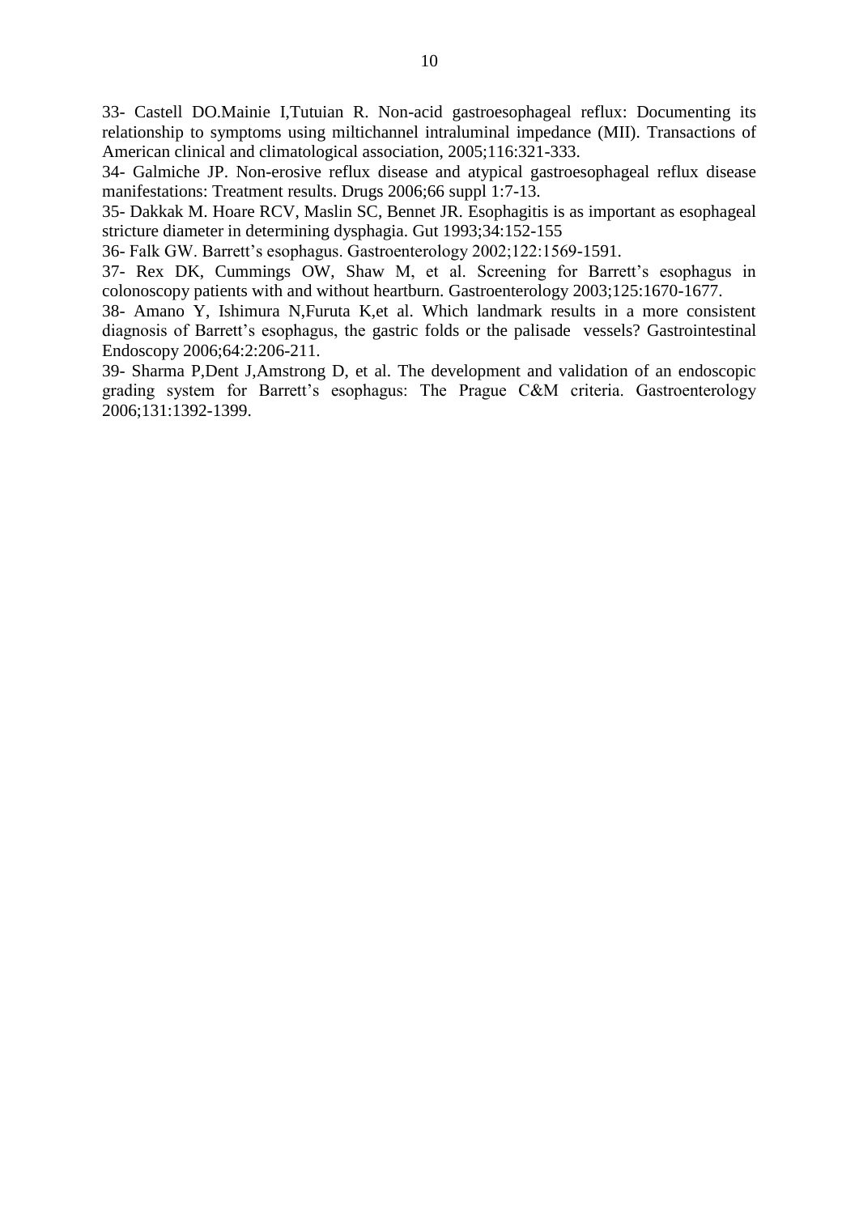33- Castell DO.Mainie I,Tutuian R. Non-acid gastroesophageal reflux: Documenting its relationship to symptoms using miltichannel intraluminal impedance (MII). Transactions of American clinical and climatological association, 2005;116:321-333.

34- Galmiche JP. Non-erosive reflux disease and atypical gastroesophageal reflux disease manifestations: Treatment results. Drugs 2006;66 suppl 1:7-13.

35- Dakkak M. Hoare RCV, Maslin SC, Bennet JR. Esophagitis is as important as esophageal stricture diameter in determining dysphagia. Gut 1993;34:152-155

36- Falk GW. Barrett's esophagus. Gastroenterology 2002;122:1569-1591.

37- Rex DK, Cummings OW, Shaw M, et al. Screening for Barrett's esophagus in colonoscopy patients with and without heartburn. Gastroenterology 2003;125:1670-1677.

38- Amano Y, Ishimura N,Furuta K,et al. Which landmark results in a more consistent diagnosis of Barrett's esophagus, the gastric folds or the palisade vessels? Gastrointestinal Endoscopy 2006;64:2:206-211.

39- Sharma P,Dent J,Amstrong D, et al. The development and validation of an endoscopic grading system for Barrett's esophagus: The Prague C&M criteria. Gastroenterology 2006;131:1392-1399.